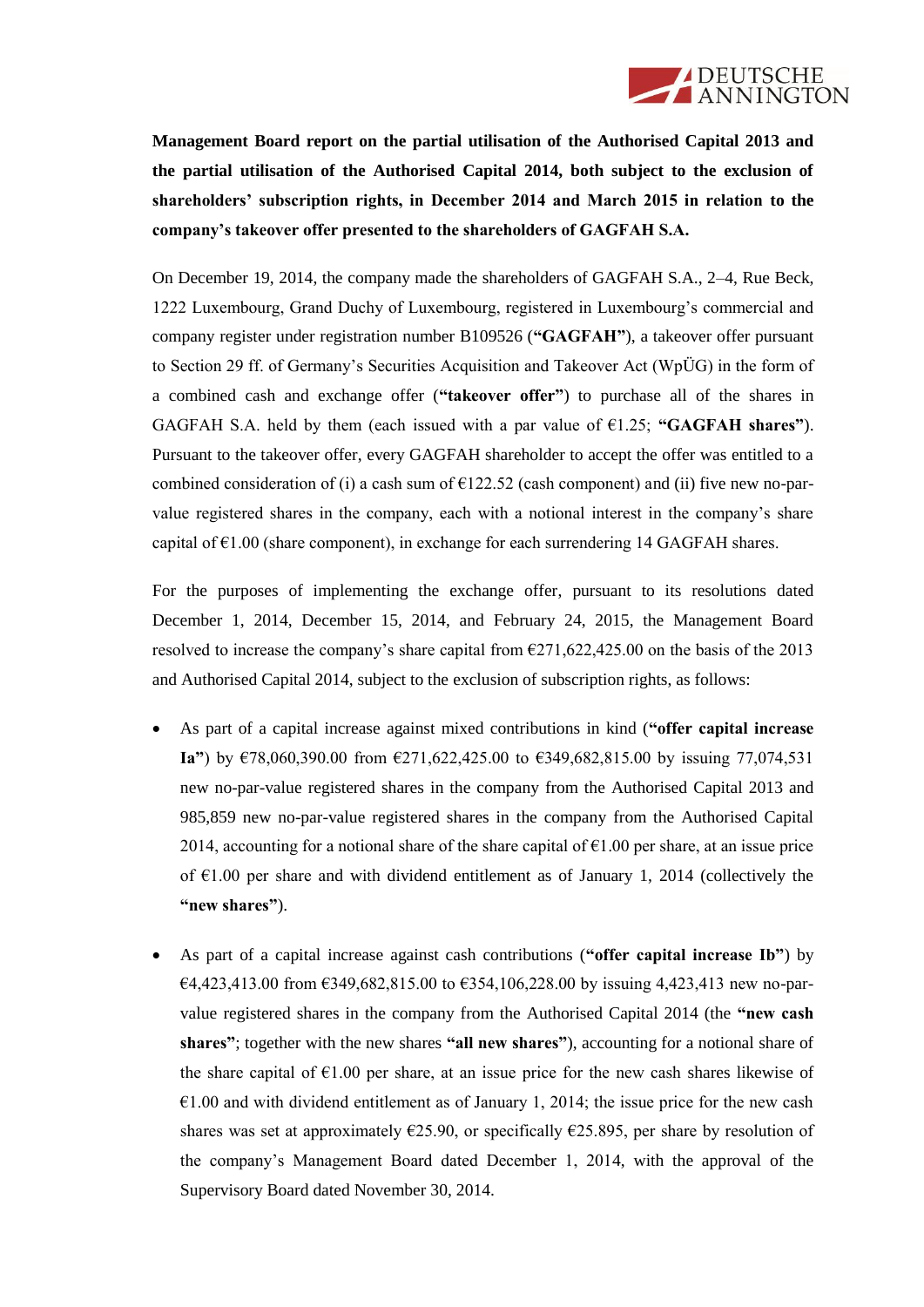**Management Board report on the partial utilisation of the Authorised Capital 2013 and the partial utilisation of the Authorised Capital 2014, both subject to the exclusion of shareholders' subscription rights, in December 2014 and March 2015 in relation to the company's takeover offer presented to the shareholders of GAGFAH S.A.**

On December 19, 2014, the company made the shareholders of GAGFAH S.A., 2–4, Rue Beck, 1222 Luxembourg, Grand Duchy of Luxembourg, registered in Luxembourg's commercial and company register under registration number B109526 (**"GAGFAH"**), a takeover offer pursuant to Section 29 ff. of Germany's Securities Acquisition and Takeover Act (WpÜG) in the form of a combined cash and exchange offer (**"takeover offer"**) to purchase all of the shares in GAGFAH S.A. held by them (each issued with a par value of €1.25; **"GAGFAH shares"**). Pursuant to the takeover offer, every GAGFAH shareholder to accept the offer was entitled to a combined consideration of (i) a cash sum of €122.52 (cash component) and (ii) five new no-par-value registered shares in the company, each with a notional interest in the company's share capital of €1.00 (share component), in exchange for each surrendering 14 GAGFAH shares.

For the purposes of implementing the exchange offer, pursuant to its resolutions dated December 1, 2014, December 15, 2014, and February 24, 2015, the Management Board resolved to increase the company's share capital from €271,622,425.00 on the basis of the 2013 and Authorised Capital 2014, subject to the exclusion of subscription rights, as follows:

- As part of a capital increase against mixed contributions in kind (**"offer capital increase Ia"**) by €78,060,390.00 from €271,622,425.00 to €349,682,815.00 by issuing 77,074,531 new no-par-value registered shares in the company from the Authorised Capital 2013 and 985,859 new no-par-value registered shares in the company from the Authorised Capital 2014, accounting for a notional share of the share capital of €1.00 per share, at an issue price of €1.00 per share and with dividend entitlement as of January 1, 2014 (collectively the **"new shares"**).

- As part of a capital increase against cash contributions (**"offer capital increase Ib"**) by €4,423,413.00 from €349,682,815.00 to €354,106,228.00 by issuing 4,423,413 new no-par-value registered shares in the company from the Authorised Capital 2014 (the **"new cash shares"**; together with the new shares **"all new shares"**), accounting for a notional share of the share capital of €1.00 per share, at an issue price for the new cash shares likewise of €1.00 and with dividend entitlement as of January 1, 2014; the issue price for the new cash shares was set at approximately €25.90, or specifically €25.895, per share by resolution of the company's Management Board dated December 1, 2014, with the approval of the Supervisory Board dated November 30, 2014.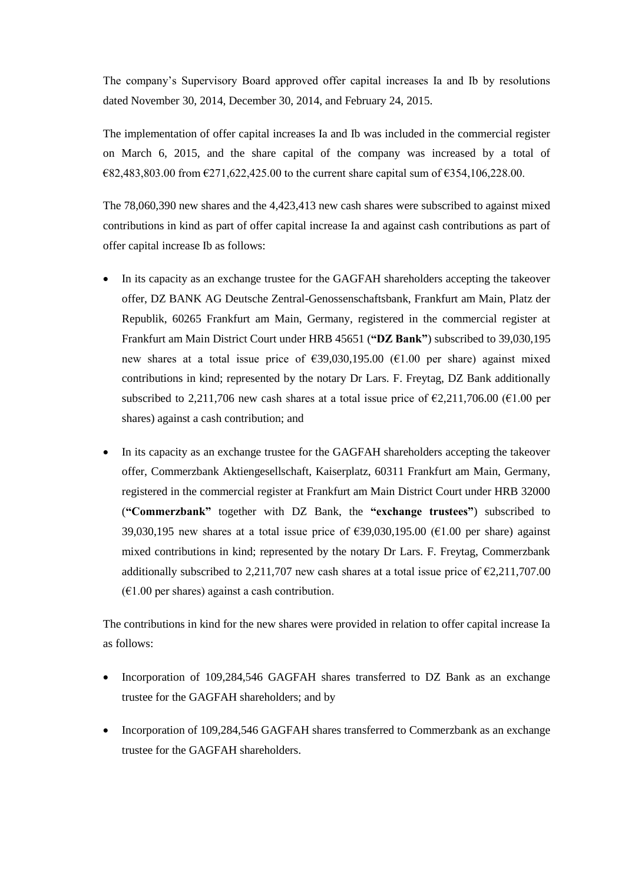The company's Supervisory Board approved offer capital increases Ia and Ib by resolutions dated November 30, 2014, December 30, 2014, and February 24, 2015.

The implementation of offer capital increases Ia and Ib was included in the commercial register on March 6, 2015, and the share capital of the company was increased by a total of €82,483,803.00 from €271,622,425.00 to the current share capital sum of €354,106,228.00.

The 78,060,390 new shares and the 4,423,413 new cash shares were subscribed to against mixed contributions in kind as part of offer capital increase Ia and against cash contributions as part of offer capital increase Ib as follows:

- In its capacity as an exchange trustee for the GAGFAH shareholders accepting the takeover offer, DZ BANK AG Deutsche Zentral-Genossenschaftsbank, Frankfurt am Main, Platz der Republik, 60265 Frankfurt am Main, Germany, registered in the commercial register at Frankfurt am Main District Court under HRB 45651 (**"DZ Bank"**) subscribed to 39,030,195 new shares at a total issue price of €39,030,195.00 (€1.00 per share) against mixed contributions in kind; represented by the notary Dr Lars. F. Freytag, DZ Bank additionally subscribed to 2,211,706 new cash shares at a total issue price of €2,211,706.00 (€1.00 per shares) against a cash contribution; and

- In its capacity as an exchange trustee for the GAGFAH shareholders accepting the takeover offer, Commerzbank Aktiengesellschaft, Kaiserplatz, 60311 Frankfurt am Main, Germany, registered in the commercial register at Frankfurt am Main District Court under HRB 32000 (**"Commerzbank"** together with DZ Bank, the **"exchange trustees"**) subscribed to 39,030,195 new shares at a total issue price of €39,030,195.00 (€1.00 per share) against mixed contributions in kind; represented by the notary Dr Lars. F. Freytag, Commerzbank additionally subscribed to 2,211,707 new cash shares at a total issue price of €2,211,707.00 (€1.00 per shares) against a cash contribution.

The contributions in kind for the new shares were provided in relation to offer capital increase Ia as follows:

- Incorporation of 109,284,546 GAGFAH shares transferred to DZ Bank as an exchange trustee for the GAGFAH shareholders; and by

- Incorporation of 109,284,546 GAGFAH shares transferred to Commerzbank as an exchange trustee for the GAGFAH shareholders.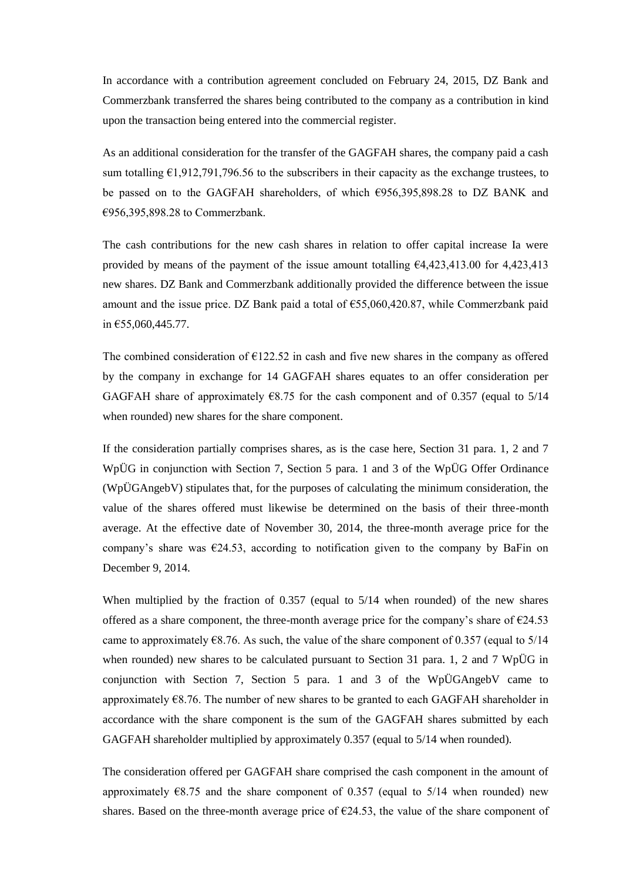In accordance with a contribution agreement concluded on February 24, 2015, DZ Bank and Commerzbank transferred the shares being contributed to the company as a contribution in kind upon the transaction being entered into the commercial register.

As an additional consideration for the transfer of the GAGFAH shares, the company paid a cash sum totalling €1,912,791,796.56 to the subscribers in their capacity as the exchange trustees, to be passed on to the GAGFAH shareholders, of which €956,395,898.28 to DZ BANK and €956,395,898.28 to Commerzbank.

The cash contributions for the new cash shares in relation to offer capital increase Ia were provided by means of the payment of the issue amount totalling €4,423,413.00 for 4,423,413 new shares. DZ Bank and Commerzbank additionally provided the difference between the issue amount and the issue price. DZ Bank paid a total of €55,060,420.87, while Commerzbank paid in €55,060,445.77.

The combined consideration of €122.52 in cash and five new shares in the company as offered by the company in exchange for 14 GAGFAH shares equates to an offer consideration per GAGFAH share of approximately €8.75 for the cash component and of 0.357 (equal to 5/14 when rounded) new shares for the share component.

If the consideration partially comprises shares, as is the case here, Section 31 para. 1, 2 and 7 WpÜG in conjunction with Section 7, Section 5 para. 1 and 3 of the WpÜG Offer Ordinance (WpÜGAngebV) stipulates that, for the purposes of calculating the minimum consideration, the value of the shares offered must likewise be determined on the basis of their three-month average. At the effective date of November 30, 2014, the three-month average price for the company's share was €24.53, according to notification given to the company by BaFin on December 9, 2014.

When multiplied by the fraction of 0.357 (equal to 5/14 when rounded) of the new shares offered as a share component, the three-month average price for the company's share of €24.53 came to approximately €8.76. As such, the value of the share component of 0.357 (equal to 5/14 when rounded) new shares to be calculated pursuant to Section 31 para. 1, 2 and 7 WpÜG in conjunction with Section 7, Section 5 para. 1 and 3 of the WpÜGAngebV came to approximately €8.76. The number of new shares to be granted to each GAGFAH shareholder in accordance with the share component is the sum of the GAGFAH shares submitted by each GAGFAH shareholder multiplied by approximately 0.357 (equal to 5/14 when rounded).

The consideration offered per GAGFAH share comprised the cash component in the amount of approximately €8.75 and the share component of 0.357 (equal to 5/14 when rounded) new shares. Based on the three-month average price of €24.53, the value of the share component of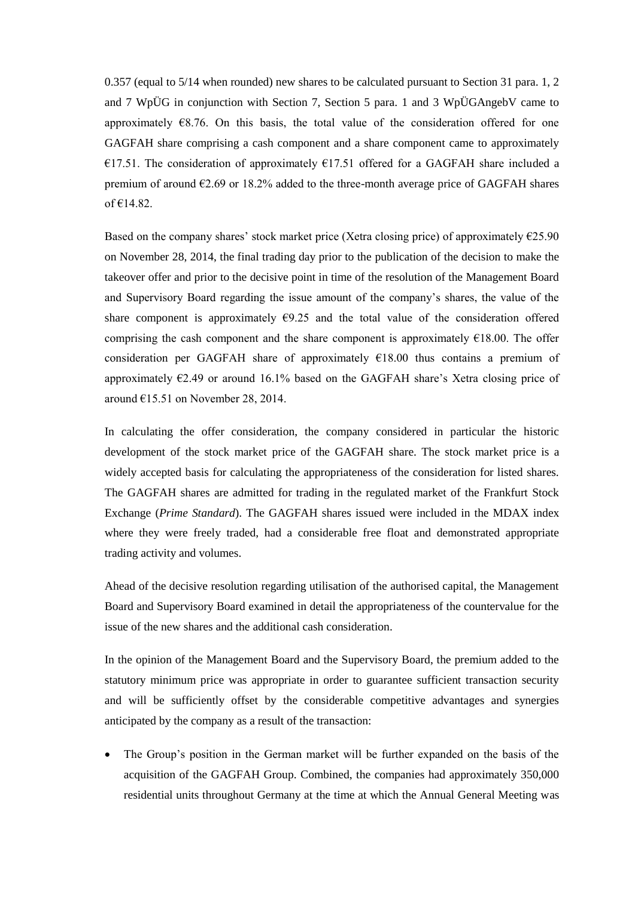0.357 (equal to 5/14 when rounded) new shares to be calculated pursuant to Section 31 para. 1, 2 and 7 WpÜG in conjunction with Section 7, Section 5 para. 1 and 3 WpÜGAngebV came to approximately €8.76. On this basis, the total value of the consideration offered for one GAGFAH share comprising a cash component and a share component came to approximately €17.51. The consideration of approximately €17.51 offered for a GAGFAH share included a premium of around €2.69 or 18.2% added to the three-month average price of GAGFAH shares of €14.82.

Based on the company shares' stock market price (Xetra closing price) of approximately €25.90 on November 28, 2014, the final trading day prior to the publication of the decision to make the takeover offer and prior to the decisive point in time of the resolution of the Management Board and Supervisory Board regarding the issue amount of the company's shares, the value of the share component is approximately €9.25 and the total value of the consideration offered comprising the cash component and the share component is approximately €18.00. The offer consideration per GAGFAH share of approximately €18.00 thus contains a premium of approximately €2.49 or around 16.1% based on the GAGFAH share's Xetra closing price of around €15.51 on November 28, 2014.

In calculating the offer consideration, the company considered in particular the historic development of the stock market price of the GAGFAH share. The stock market price is a widely accepted basis for calculating the appropriateness of the consideration for listed shares. The GAGFAH shares are admitted for trading in the regulated market of the Frankfurt Stock Exchange (*Prime Standard*). The GAGFAH shares issued were included in the MDAX index where they were freely traded, had a considerable free float and demonstrated appropriate trading activity and volumes.

Ahead of the decisive resolution regarding utilisation of the authorised capital, the Management Board and Supervisory Board examined in detail the appropriateness of the countervalue for the issue of the new shares and the additional cash consideration.

In the opinion of the Management Board and the Supervisory Board, the premium added to the statutory minimum price was appropriate in order to guarantee sufficient transaction security and will be sufficiently offset by the considerable competitive advantages and synergies anticipated by the company as a result of the transaction:

- The Group's position in the German market will be further expanded on the basis of the acquisition of the GAGFAH Group. Combined, the companies had approximately 350,000 residential units throughout Germany at the time at which the Annual General Meeting was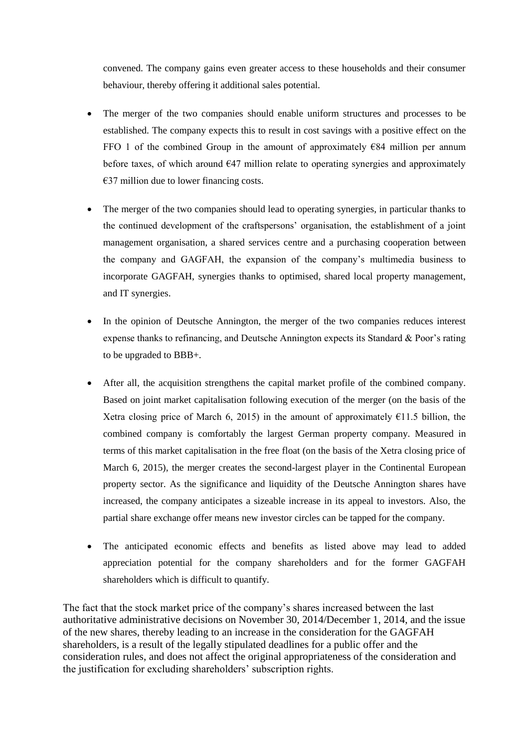convened. The company gains even greater access to these households and their consumer behaviour, thereby offering it additional sales potential.

- The merger of the two companies should enable uniform structures and processes to be established. The company expects this to result in cost savings with a positive effect on the FFO 1 of the combined Group in the amount of approximately €84 million per annum before taxes, of which around €47 million relate to operating synergies and approximately €37 million due to lower financing costs.

- The merger of the two companies should lead to operating synergies, in particular thanks to the continued development of the craftspersons' organisation, the establishment of a joint management organisation, a shared services centre and a purchasing cooperation between the company and GAGFAH, the expansion of the company's multimedia business to incorporate GAGFAH, synergies thanks to optimised, shared local property management, and IT synergies.

- In the opinion of Deutsche Annington, the merger of the two companies reduces interest expense thanks to refinancing, and Deutsche Annington expects its Standard & Poor's rating to be upgraded to BBB+.

- After all, the acquisition strengthens the capital market profile of the combined company. Based on joint market capitalisation following execution of the merger (on the basis of the Xetra closing price of March 6, 2015) in the amount of approximately €11.5 billion, the combined company is comfortably the largest German property company. Measured in terms of this market capitalisation in the free float (on the basis of the Xetra closing price of March 6, 2015), the merger creates the second-largest player in the Continental European property sector. As the significance and liquidity of the Deutsche Annington shares have increased, the company anticipates a sizeable increase in its appeal to investors. Also, the partial share exchange offer means new investor circles can be tapped for the company.

- The anticipated economic effects and benefits as listed above may lead to added appreciation potential for the company shareholders and for the former GAGFAH shareholders which is difficult to quantify.

The fact that the stock market price of the company's shares increased between the last authoritative administrative decisions on November 30, 2014/December 1, 2014, and the issue of the new shares, thereby leading to an increase in the consideration for the GAGFAH shareholders, is a result of the legally stipulated deadlines for a public offer and the consideration rules, and does not affect the original appropriateness of the consideration and the justification for excluding shareholders' subscription rights.